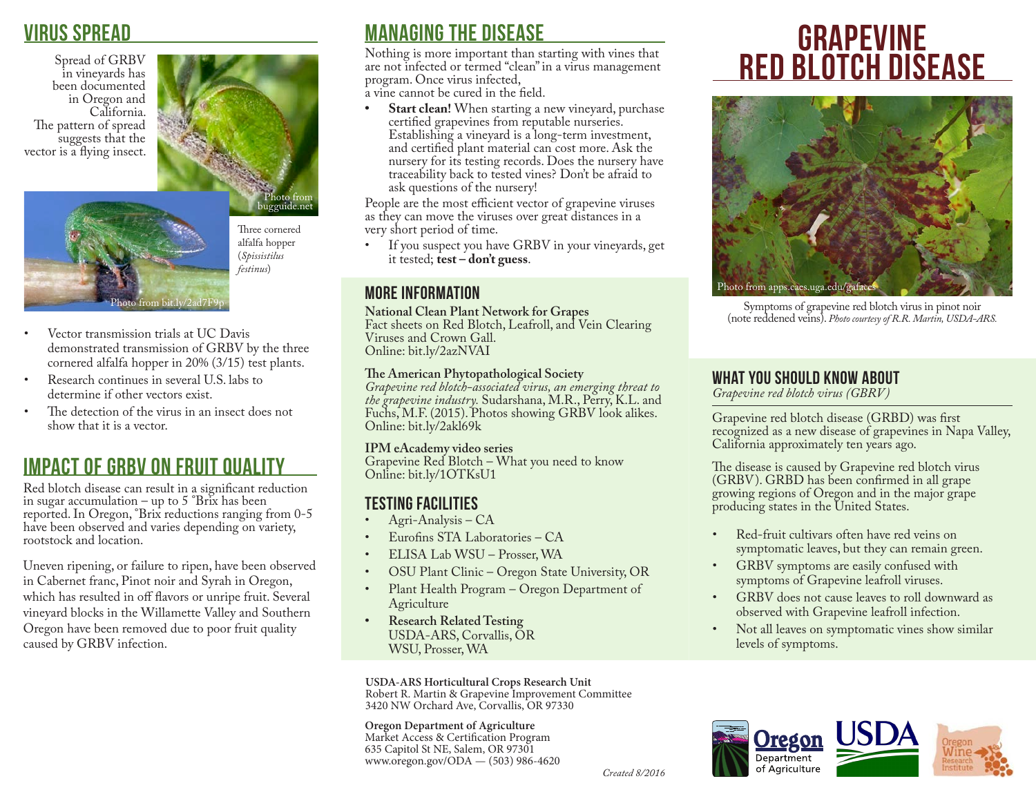# GRAPEVINE RED BLOTCH DISEASE

Photo from apps.caes.uga.edu/gafaces

Symptoms of grapevine red blotch virus in pinot noir (note reddened veins). *Photo courtesy of R.R. Martin, USDA-ARS.*

## WHAT YOU SHOULD KNOW ABOUT

*Grapevine red blotch virus (GBRV)*

Grapevine red blotch disease (GRBD) was first recognized as a new disease of grapevines in Napa Valley, California approximately ten years ago.

The disease is caused by Grapevine red blotch virus (GRBV). GRBD has been confirmed in all grape growing regions of Oregon and in the major grape producing states in the United States.

- Red-fruit cultivars often have red veins on symptomatic leaves, but they can remain green.
- GRBV symptoms are easily confused with symptoms of Grapevine leafroll viruses.
- GRBV does not cause leaves to roll downward as observed with Grapevine leafroll infection.
- Not all leaves on symptomatic vines show similar levels of symptoms.

## VIRUS SPREAD

Spread of GRBV in vineyards has been documented in Oregon and California. The pattern of spread suggests that the vector is a flying insect.

Photo from bugguide.net

Photo from bit.ly/2ad7F9p

Three cornered alfalfa hopper (*Spissistilus festinus*)

- Vector transmission trials at UC Davis demonstrated transmission of GRBV by the three cornered alfalfa hopper in 20% (3/15) test plants.
- Research continues in several U.S. labs to determine if other vectors exist.
- The detection of the virus in an insect does not show that it is a vector.

## IMPACT OF GRBV ON FRUIT QUALITY

Red blotch disease can result in a significant reduction in sugar accumulation – up to 5 °Brix has been reported. In Oregon, °Brix reductions ranging from 0-5 have been observed and varies depending on variety, rootstock and location.

Uneven ripening, or failure to ripen, have been observed in Cabernet franc, Pinot noir and Syrah in Oregon, which has resulted in off flavors or unripe fruit. Several vineyard blocks in the Willamette Valley and Southern Oregon have been removed due to poor fruit quality caused by GRBV infection.

## MANAGING THE DISEASE

Nothing is more important than starting with vines that are not infected or termed "clean" in a virus management program. Once virus infected, a vine cannot be cured in the field.

- **Start clean!** When starting a new vineyard, purchase certified grapevines from reputable nurseries. Establishing a vineyard is a long-term investment, and certified plant material can cost more. Ask the nursery for its testing records. Does the nursery have traceability back to tested vines? Don't be afraid to ask questions of the nursery!

People are the most efficient vector of grapevine viruses as they can move the viruses over great distances in a very short period of time.

- If you suspect you have GRBV in your vineyards, get it tested; **test – don't guess**.

### MORE INFORMATION

**National Clean Plant Network for Grapes**
Fact sheets on Red Blotch, Leafroll, and Vein Clearing Viruses and Crown Gall.
Online: bit.ly/2azNVAI

**The American Phytopathological Society**
*Grapevine red blotch-associated virus, an emerging threat to the grapevine industry.* Sudarshana, M.R., Perry, K.L. and Fuchs, M.F. (2015). Photos showing GRBV look alikes.
Online: bit.ly/2akl69k

**IPM eAcademy video series**
Grapevine Red Blotch – What you need to know
Online: bit.ly/1OTKsU1

### TESTING FACILITIES

- Agri-Analysis – CA
- Eurofins STA Laboratories – CA
- ELISA Lab WSU – Prosser, WA
- OSU Plant Clinic – Oregon State University, OR
- Plant Health Program – Oregon Department of Agriculture
- **Research Related Testing**
  USDA-ARS, Corvallis, OR
  WSU, Prosser, WA

**USDA-ARS Horticultural Crops Research Unit**
Robert R. Martin & Grapevine Improvement Committee
3420 NW Orchard Ave, Corvallis, OR 97330

**Oregon Department of Agriculture**
Market Access & Certification Program
635 Capitol St NE, Salem, OR 97301
www.oregon.gov/ODA — (503) 986-4620

*Created 8/2016*

Oregon Department of Agriculture | USDA | Oregon Wine Research Institute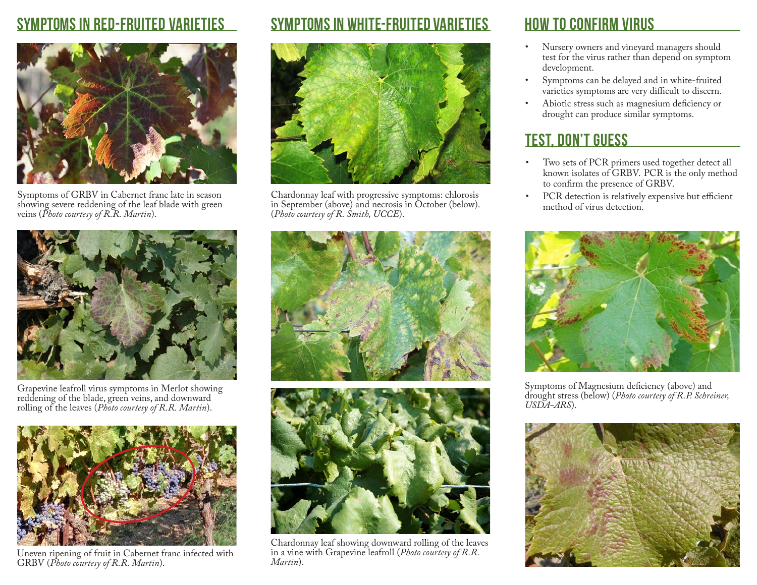## SYMPTOMS IN RED-FRUITED VARIETIES

Symptoms of GRBV in Cabernet franc late in season showing severe reddening of the leaf blade with green veins (*Photo courtesy of R.R. Martin*).

Grapevine leafroll virus symptoms in Merlot showing reddening of the blade, green veins, and downward rolling of the leaves (*Photo courtesy of R.R. Martin*).

Uneven ripening of fruit in Cabernet franc infected with GRBV (*Photo courtesy of R.R. Martin*).

## SYMPTOMS IN WHITE-FRUITED VARIETIES

Chardonnay leaf with progressive symptoms: chlorosis in September (above) and necrosis in October (below). (*Photo courtesy of R. Smith, UCCE*).

Chardonnay leaf showing downward rolling of the leaves in a vine with Grapevine leafroll (*Photo courtesy of R.R. Martin*).

## HOW TO CONFIRM VIRUS

- Nursery owners and vineyard managers should test for the virus rather than depend on symptom development.
- Symptoms can be delayed and in white-fruited varieties symptoms are very difficult to discern.
- Abiotic stress such as magnesium deficiency or drought can produce similar symptoms.

## TEST, DON'T GUESS

- Two sets of PCR primers used together detect all known isolates of GRBV. PCR is the only method to confirm the presence of GRBV.
- PCR detection is relatively expensive but efficient method of virus detection.

Symptoms of Magnesium deficiency (above) and drought stress (below) (*Photo courtesy of R.P. Schreiner, USDA-ARS*).